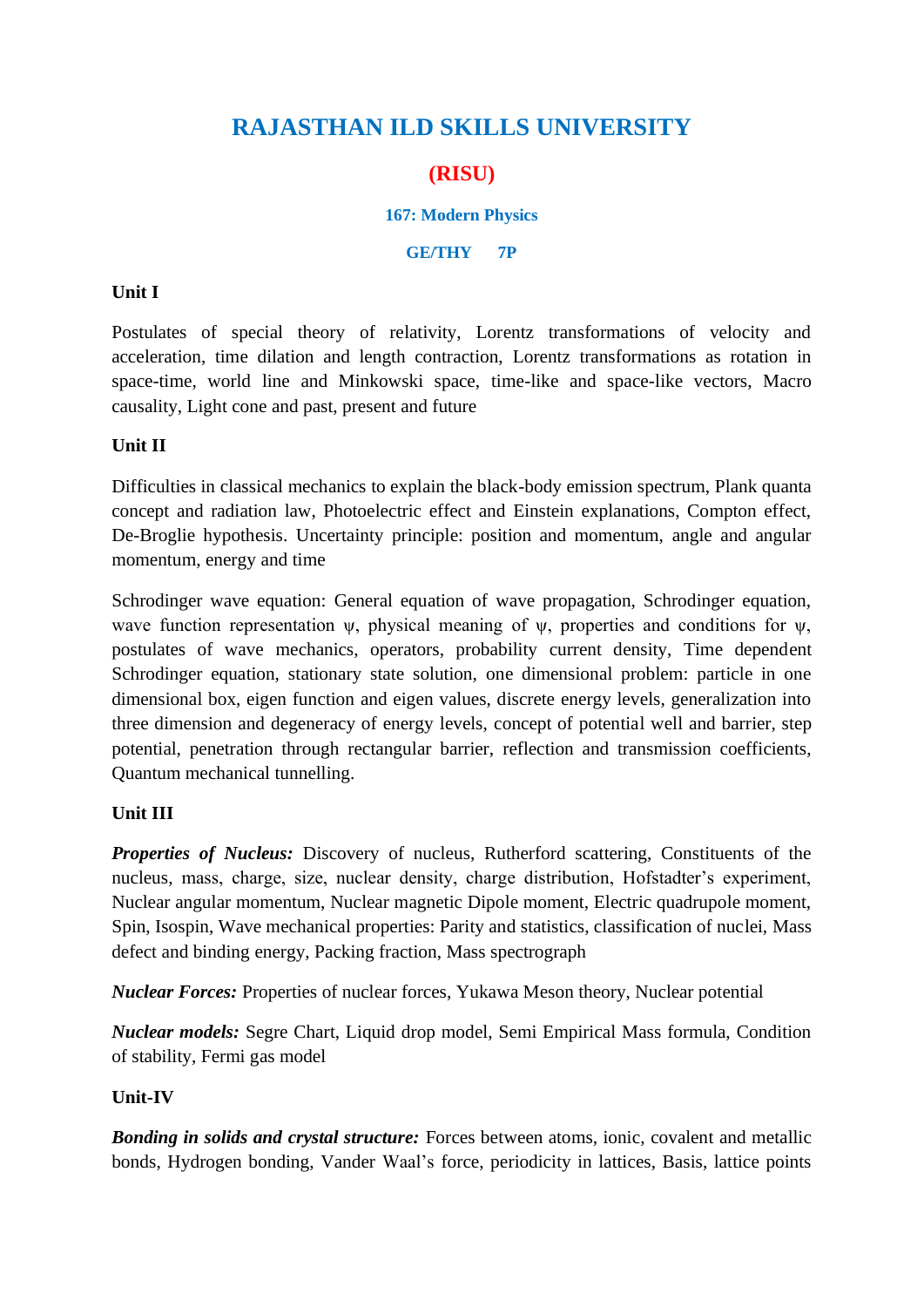# RAJASTHAN ILD SKILLS UNIVERSITY

## (RISU)

### 167: Modern Physics

**GE/THY 7P**

**Unit I**

Postulates of special theory of relativity, Lorentz transformations of velocity and acceleration, time dilation and length contraction, Lorentz transformations as rotation in space-time, world line and Minkowski space, time-like and space-like vectors, Macro causality, Light cone and past, present and future

**Unit II**

Difficulties in classical mechanics to explain the black-body emission spectrum, Plank quanta concept and radiation law, Photoelectric effect and Einstein explanations, Compton effect, De-Broglie hypothesis. Uncertainty principle: position and momentum, angle and angular momentum, energy and time

Schrodinger wave equation: General equation of wave propagation, Schrodinger equation, wave function representation $\psi$, physical meaning of $\psi$, properties and conditions for $\psi$, postulates of wave mechanics, operators, probability current density, Time dependent Schrodinger equation, stationary state solution, one dimensional problem: particle in one dimensional box, eigen function and eigen values, discrete energy levels, generalization into three dimension and degeneracy of energy levels, concept of potential well and barrier, step potential, penetration through rectangular barrier, reflection and transmission coefficients, Quantum mechanical tunnelling.

**Unit III**

***Properties of Nucleus:*** Discovery of nucleus, Rutherford scattering, Constituents of the nucleus, mass, charge, size, nuclear density, charge distribution, Hofstadter's experiment, Nuclear angular momentum, Nuclear magnetic Dipole moment, Electric quadrupole moment, Spin, Isospin, Wave mechanical properties: Parity and statistics, classification of nuclei, Mass defect and binding energy, Packing fraction, Mass spectrograph

***Nuclear Forces:*** Properties of nuclear forces, Yukawa Meson theory, Nuclear potential

***Nuclear models:*** Segre Chart, Liquid drop model, Semi Empirical Mass formula, Condition of stability, Fermi gas model

**Unit-IV**

***Bonding in solids and crystal structure:*** Forces between atoms, ionic, covalent and metallic bonds, Hydrogen bonding, Vander Waal's force, periodicity in lattices, Basis, lattice points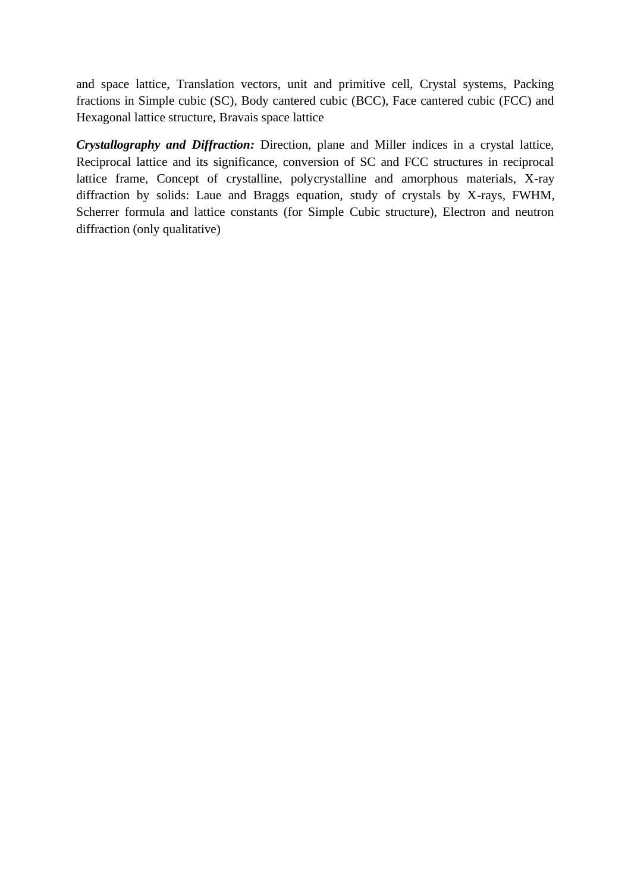and space lattice, Translation vectors, unit and primitive cell, Crystal systems, Packing fractions in Simple cubic (SC), Body cantered cubic (BCC), Face cantered cubic (FCC) and Hexagonal lattice structure, Bravais space lattice

***Crystallography and Diffraction:*** Direction, plane and Miller indices in a crystal lattice, Reciprocal lattice and its significance, conversion of SC and FCC structures in reciprocal lattice frame, Concept of crystalline, polycrystalline and amorphous materials, X-ray diffraction by solids: Laue and Braggs equation, study of crystals by X-rays, FWHM, Scherrer formula and lattice constants (for Simple Cubic structure), Electron and neutron diffraction (only qualitative)